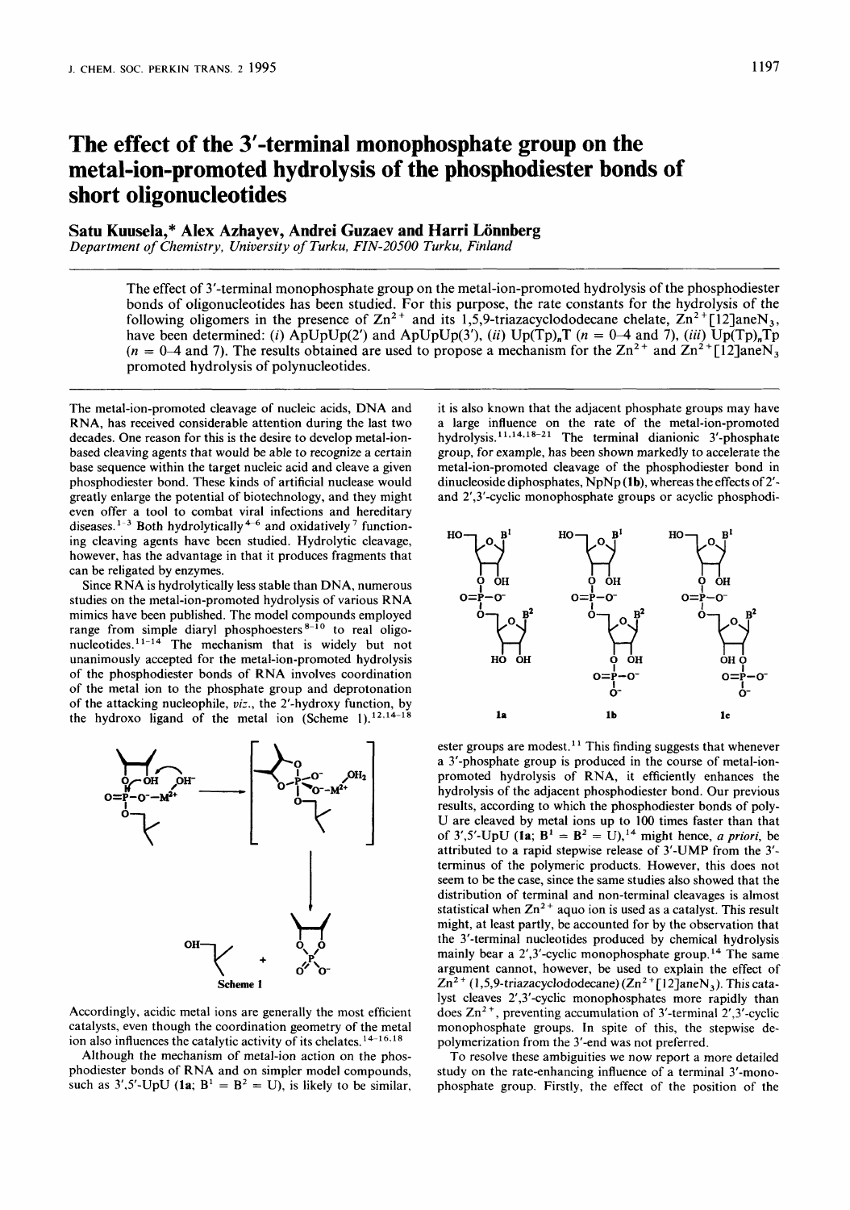# The effect of the 3′-terminal monophosphate group on the metal-ion-promoted hydrolysis of the phosphodiester bonds of short oligonucleotides

**Satu Kuusela,\* Alex Azhayev, Andrei Guzaev and Harri Lönnberg**

*Department of Chemistry, University of Turku, FIN-20500 Turku, Finland*

The effect of 3′-terminal monophosphate group on the metal-ion-promoted hydrolysis of the phosphodiester bonds of oligonucleotides has been studied. For this purpose, the rate constants for the hydrolysis of the following oligomers in the presence of $Zn^{2+}$ and its 1,5,9-triazacyclododecane chelate, $Zn^{2+}[12]aneN_3$, have been determined: (*i*) ApUpUp(2′) and ApUpUp(3′), (*ii*) Up(Tp)$_n$T ($n$ = 0–4 and 7), (*iii*) Up(Tp)$_n$Tp ($n$ = 0–4 and 7). The results obtained are used to propose a mechanism for the $Zn^{2+}$ and $Zn^{2+}[12]aneN_3$ promoted hydrolysis of polynucleotides.

The metal-ion-promoted cleavage of nucleic acids, DNA and RNA, has received considerable attention during the last two decades. One reason for this is the desire to develop metal-ion-based cleaving agents that would be able to recognize a certain base sequence within the target nucleic acid and cleave a given phosphodiester bond. These kinds of artificial nuclease would greatly enlarge the potential of biotechnology, and they might even offer a tool to combat viral infections and hereditary diseases.[1–3] Both hydrolytically[4–6] and oxidatively[7] functioning cleaving agents have been studied. Hydrolytic cleavage, however, has the advantage in that it produces fragments that can be religated by enzymes.

Since RNA is hydrolytically less stable than DNA, numerous studies on the metal-ion-promoted hydrolysis of various RNA mimics have been published. The model compounds employed range from simple diaryl phosphoesters[8–10] to real oligonucleotides.[11–14] The mechanism that is widely but not unanimously accepted for the metal-ion-promoted hydrolysis of the phosphodiester bonds of RNA involves coordination of the metal ion to the phosphate group and deprotonation of the attacking nucleophile, *viz*., the 2′-hydroxy function, by the hydroxo ligand of the metal ion (Scheme 1).[12,14–18]

Scheme 1

Accordingly, acidic metal ions are generally the most efficient catalysts, even though the coordination geometry of the metal ion also influences the catalytic activity of its chelates.[14–16,18]

Although the mechanism of metal-ion action on the phosphodiester bonds of RNA and on simpler model compounds, such as 3′,5′-UpU (**1a**; $B^1 = B^2$ = U), is likely to be similar, it is also known that the adjacent phosphate groups may have a large influence on the rate of the metal-ion-promoted hydrolysis.[11,14,18–21] The terminal dianionic 3′-phosphate group, for example, has been shown markedly to accelerate the metal-ion-promoted cleavage of the phosphodiester bond in dinucleoside diphosphates, NpNp (**1b**), whereas the effects of 2′- and 2′,3′-cyclic monophosphate groups or acyclic phosphodiester groups are modest.[11] This finding suggests that whenever a 3′-phosphate group is produced in the course of metal-ion-promoted hydrolysis of RNA, it efficiently enhances the hydrolysis of the adjacent phosphodiester bond. Our previous results, according to which the phosphodiester bonds of poly-U are cleaved by metal ions up to 100 times faster than that of 3′,5′-UpU (**1a**; $B^1 = B^2$ = U),[14] might hence, *a priori*, be attributed to a rapid stepwise release of 3′-UMP from the 3′-terminus of the polymeric products. However, this does not seem to be the case, since the same studies also showed that the distribution of terminal and non-terminal cleavages is almost statistical when $Zn^{2+}$ aquo ion is used as a catalyst. This result might, at least partly, be accounted for by the observation that the 3′-terminal nucleotides produced by chemical hydrolysis mainly bear a 2′,3′-cyclic monophosphate group.[14] The same argument cannot, however, be used to explain the effect of $Zn^{2+}$(1,5,9-triazacyclododecane) ($Zn^{2+}[12]aneN_3$). This catalyst cleaves 2′,3′-cyclic monophosphates more rapidly than does $Zn^{2+}$, preventing accumulation of 3′-terminal 2′,3′-cyclic monophosphate groups. In spite of this, the stepwise depolymerization from the 3′-end was not preferred.

**1a** **1b** **1c**

To resolve these ambiguities we now report a more detailed study on the rate-enhancing influence of a terminal 3′-monophosphate group. Firstly, the effect of the position of the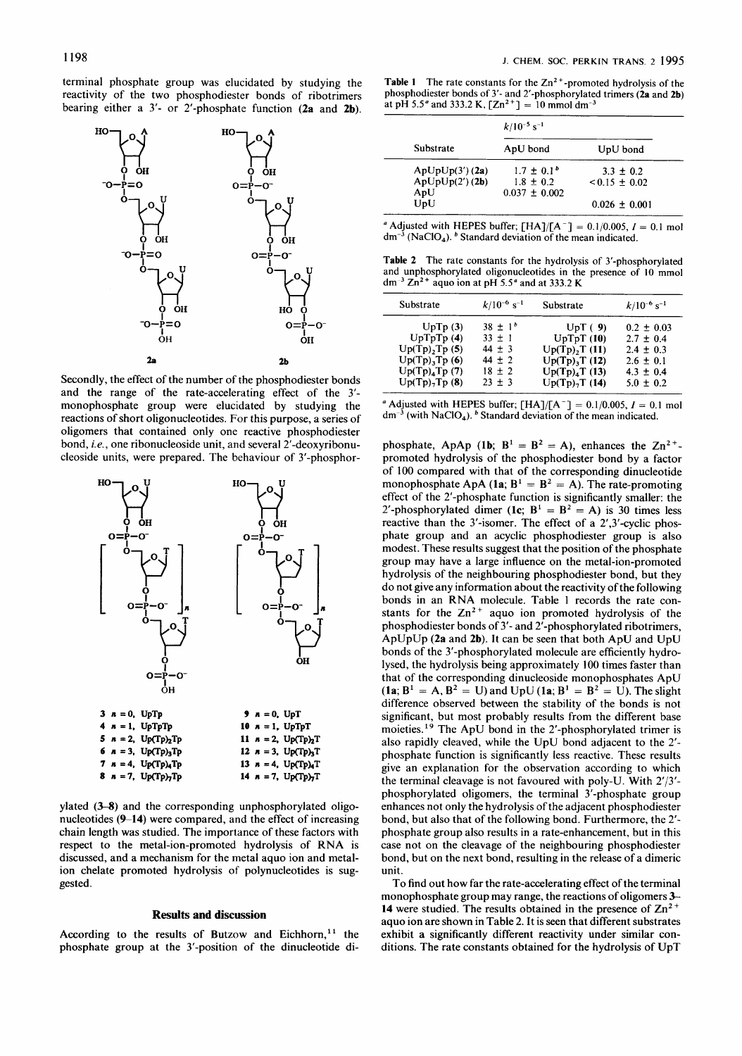terminal phosphate group was elucidated by studying the reactivity of the two phosphodiester bonds of ribotrimers bearing either a 3′- or 2′-phosphate function (**2a** and **2b**).

**2a** **2b**

Secondly, the effect of the number of the phosphodiester bonds and the range of the rate-accelerating effect of the 3′-monophosphate group were elucidated by studying the reactions of short oligonucleotides. For this purpose, a series of oligomers that contained only one reactive phosphodiester bond, *i.e.*, one ribonucleoside unit, and several 2′-deoxyribonucleoside units, were prepared. The behaviour of 3′-phosphorylated (**3**–**8**) and the corresponding unphosphorylated oligonucleotides (**9**–**14**) were compared, and the effect of increasing chain length was studied. The importance of these factors with respect to the metal-ion-promoted hydrolysis of RNA is discussed, and a mechanism for the metal aquo ion and metal-ion chelate promoted hydrolysis of polynucleotides is suggested.

**3** *n* = 0, UpTp
**4** *n* = 1, UpTpTp
**5** *n* = 2, Up(Tp)$_2$Tp
**6** *n* = 3, Up(Tp)$_3$Tp
**7** *n* = 4, Up(Tp)$_4$Tp
**8** *n* = 7, Up(Tp)$_7$Tp

**9** *n* = 0, UpT
**10** *n* = 1, UpTpT
**11** *n* = 2, Up(Tp)$_2$T
**12** *n* = 3, Up(Tp)$_3$T
**13** *n* = 4, Up(Tp)$_4$T
**14** *n* = 7, Up(Tp)$_7$T

## Results and discussion

According to the results of Butzow and Eichhorn,[11] the phosphate group at the 3′-position of the dinucleotide diphosphate, ApAp (**1b**; $B^1 = B^2$ = A), enhances the $Zn^{2+}$-promoted hydrolysis of the phosphodiester bond by a factor of 100 compared with that of the corresponding dinucleotide monophosphate ApA (**1a**; $B^1 = B^2$ = A). The rate-promoting effect of the 2′-phosphate function is significantly smaller: the 2′-phosphorylated dimer (**1c**; $B^1 = B^2$ = A) is 30 times less reactive than the 3′-isomer. The effect of a 2′,3′-cyclic phosphate group and an acyclic phosphodiester group is also modest. These results suggest that the position of the phosphate group may have a large influence on the metal-ion-promoted hydrolysis of the neighbouring phosphodiester bond, but they do not give any information about the reactivity of the following bonds in an RNA molecule. Table 1 records the rate constants for the $Zn^{2+}$ aquo ion promoted hydrolysis of the phosphodiester bonds of 3′- and 2′-phosphorylated ribotrimers, ApUpUp (**2a** and **2b**). It can be seen that both ApU and UpU bonds of the 3′-phosphorylated molecule are efficiently hydrolysed, the hydrolysis being approximately 100 times faster than that of the corresponding dinucleoside monophosphates ApU (**1a**; $B^1$ = A, $B^2$ = U) and UpU (**1a**; $B^1 = B^2$ = U). The slight difference observed between the stability of the bonds is not significant, but most probably results from the different base moieties.[19] The ApU bond in the 2′-phosphorylated trimer is also rapidly cleaved, while the UpU bond adjacent to the 2′-phosphate function is significantly less reactive. These results give an explanation for the observation according to which the terminal cleavage is not favoured with poly-U. With 2′/3′-phosphorylated oligomers, the terminal 3′-phosphate group enhances not only the hydrolysis of the adjacent phosphodiester bond, but also that of the following bond. Furthermore, the 2′-phosphate group also results in a rate-enhancement, but in this case not on the cleavage of the neighbouring phosphodiester bond, but on the next bond, resulting in the release of a dimeric unit.

To find out how far the rate-accelerating effect of the terminal monophosphate group may range, the reactions of oligomers **3**–**14** were studied. The results obtained in the presence of $Zn^{2+}$ aquo ion are shown in Table 2. It is seen that different substrates exhibit a significantly different reactivity under similar conditions. The rate constants obtained for the hydrolysis of UpT

**Table 1** The rate constants for the $Zn^{2+}$-promoted hydrolysis of the phosphodiester bonds of 3′- and 2′-phosphorylated trimers (**2a** and **2b**) at pH 5.5[a] and 333.2 K, $[Zn^{2+}]$ = 10 mmol dm$^{-3}$

| Substrate | $k/10^{-5}$ s$^{-1}$ ApU bond | UpU bond |
|---|---|---|
| ApUpUp(3′) (**2a**) | 1.7 ± 0.1[b] | 3.3 ± 0.2 |
| ApUpUp(2′) (**2b**) | 1.8 ± 0.2 | <0.15 ± 0.02 |
| ApU | 0.037 ± 0.002 | |
| UpU | | 0.026 ± 0.001 |

[a] Adjusted with HEPES buffer; [HA]/[A$^-$] = 0.1/0.005, *I* = 0.1 mol dm$^{-3}$ ($NaClO_4$). [b] Standard deviation of the mean indicated.

**Table 2** The rate constants for the hydrolysis of 3′-phosphorylated and unphosphorylated oligonucleotides in the presence of 10 mmol dm$^{-3}$ $Zn^{2+}$ aquo ion at pH 5.5[a] and at 333.2 K

| Substrate | $k/10^{-6}$ s$^{-1}$ | Substrate | $k/10^{-6}$ s$^{-1}$ |
|---|---|---|---|
| UpTp (**3**) | 38 ± 1[b] | UpT (**9**) | 0.2 ± 0.03 |
| UpTpTp (**4**) | 33 ± 1 | UpTpT (**10**) | 2.7 ± 0.4 |
| Up(Tp)$_2$Tp (**5**) | 44 ± 3 | Up(Tp)$_2$T (**11**) | 2.4 ± 0.3 |
| Up(Tp)$_3$Tp (**6**) | 44 ± 2 | Up(Tp)$_3$T (**12**) | 2.6 ± 0.1 |
| Up(Tp)$_4$Tp (**7**) | 18 ± 2 | Up(Tp)$_4$T (**13**) | 4.3 ± 0.4 |
| Up(Tp)$_7$Tp (**8**) | 23 ± 3 | Up(Tp)$_7$T (**14**) | 5.0 ± 0.2 |

[a] Adjusted with HEPES buffer; [HA]/[A$^-$] = 0.1/0.005, *I* = 0.1 mol dm$^{-3}$ (with $NaClO_4$). [b] Standard deviation of the mean indicated.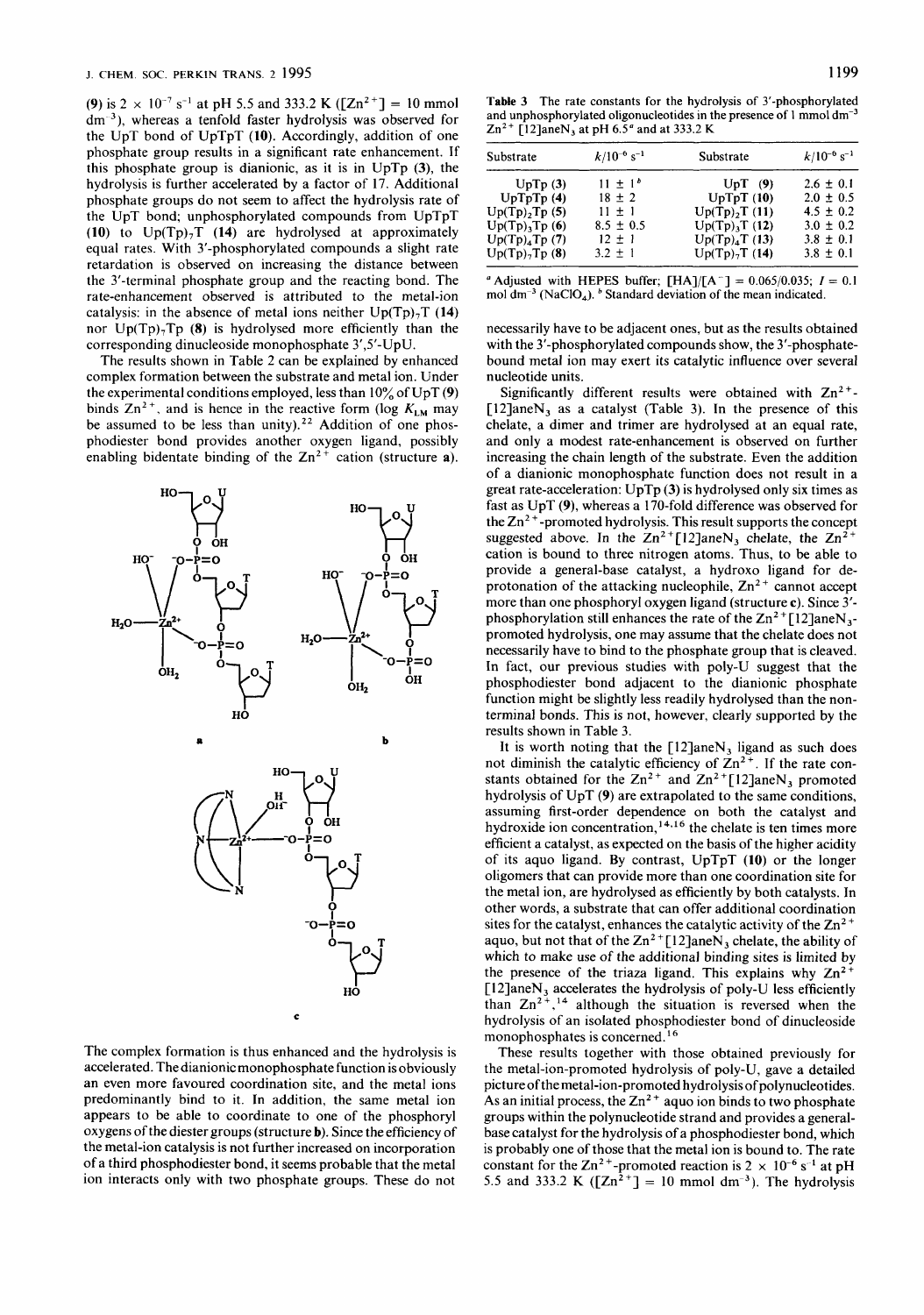(9) is $2 \times 10^{-7}$ s$^{-1}$ at pH 5.5 and 333.2 K ([$Zn^{2+}$] = 10 mmol dm$^{-3}$), whereas a tenfold faster hydrolysis was observed for the UpT bond of UpTpT (10). Accordingly, addition of one phosphate group results in a significant rate enhancement. If this phosphate group is dianionic, as it is in UpTp (3), the hydrolysis is further accelerated by a factor of 17. Additional phosphate groups do not seem to affect the hydrolysis rate of the UpT bond; unphosphorylated compounds from UpTpT (10) to Up(Tp)$_7$T (14) are hydrolysed at approximately equal rates. With 3′-phosphorylated compounds a slight rate retardation is observed on increasing the distance between the 3′-terminal phosphate group and the reacting bond. The rate-enhancement observed is attributed to the metal-ion catalysis: in the absence of metal ions neither Up(Tp)$_7$T (14) nor Up(Tp)$_7$Tp (8) is hydrolysed more efficiently than the corresponding dinucleoside monophosphate 3′,5′-UpU.

The results shown in Table 2 can be explained by enhanced complex formation between the substrate and metal ion. Under the experimental conditions employed, less than 10% of UpT (9) binds $Zn^{2+}$, and is hence in the reactive form (log $K_{LM}$ may be assumed to be less than unity).[22] Addition of one phosphodiester bond provides another oxygen ligand, possibly enabling bidentate binding of the $Zn^{2+}$ cation (structure **a**).

The complex formation is thus enhanced and the hydrolysis is accelerated. The dianionic monophosphate function is obviously an even more favoured coordination site, and the metal ions predominantly bind to it. In addition, the same metal ion appears to be able to coordinate to one of the phosphoryl oxygens of the diester groups (structure **b**). Since the efficiency of the metal-ion catalysis is not further increased on incorporation of a third phosphodiester bond, it seems probable that the metal ion interacts only with two phosphate groups. These do not necessarily have to be adjacent ones, but as the results obtained with the 3′-phosphorylated compounds show, the 3′-phosphate-bound metal ion may exert its catalytic influence over several nucleotide units.

**Table 3** The rate constants for the hydrolysis of 3′-phosphorylated and unphosphorylated oligonucleotides in the presence of 1 mmol dm$^{-3}$ $Zn^{2+}$ [12]aneN$_3$ at pH 6.5[a] and at 333.2 K

| Substrate | $k/10^{-6}$ s$^{-1}$ | Substrate | $k/10^{-6}$ s$^{-1}$ |
|---|---|---|---|
| UpTp (3) | 11 ± 1[b] | UpT (9) | 2.6 ± 0.1 |
| UpTpTp (4) | 18 ± 2 | UpTpT (10) | 2.0 ± 0.5 |
| Up(Tp)$_2$Tp (5) | 11 ± 1 | Up(Tp)$_2$T (11) | 4.5 ± 0.2 |
| Up(Tp)$_3$Tp (6) | 8.5 ± 0.5 | Up(Tp)$_3$T (12) | 3.0 ± 0.2 |
| Up(Tp)$_4$Tp (7) | 12 ± 1 | Up(Tp)$_4$T (13) | 3.8 ± 0.1 |
| Up(Tp)$_7$Tp (8) | 3.2 ± 1 | Up(Tp)$_7$T (14) | 3.8 ± 0.1 |

[a] Adjusted with HEPES buffer; [HA]/[A$^-$] = 0.065/0.035; $I$ = 0.1 mol dm$^{-3}$ (NaClO$_4$). [b] Standard deviation of the mean indicated.

Significantly different results were obtained with $Zn^{2+}$-[12]aneN$_3$ as a catalyst (Table 3). In the presence of this chelate, a dimer and trimer are hydrolysed at an equal rate, and only a modest rate-enhancement is observed on further increasing the chain length of the substrate. Even the addition of a dianionic monophosphate function does not result in a great rate-acceleration: UpTp (3) is hydrolysed only six times as fast as UpT (9), whereas a 170-fold difference was observed for the $Zn^{2+}$-promoted hydrolysis. This result supports the concept suggested above. In the $Zn^{2+}$[12]aneN$_3$ chelate, the $Zn^{2+}$ cation is bound to three nitrogen atoms. Thus, to be able to provide a general-base catalyst, a hydroxo ligand for deprotonation of the attacking nucleophile, $Zn^{2+}$ cannot accept more than one phosphoryl oxygen ligand (structure **c**). Since 3′-phosphorylation still enhances the rate of the $Zn^{2+}$[12]aneN$_3$-promoted hydrolysis, one may assume that the chelate does not necessarily have to bind to the phosphate group that is cleaved. In fact, our previous studies with poly-U suggest that the phosphodiester bond adjacent to the dianionic phosphate function might be slightly less readily hydrolysed than the non-terminal bonds. This is not, however, clearly supported by the results shown in Table 3.

It is worth noting that the [12]aneN$_3$ ligand as such does not diminish the catalytic efficiency of $Zn^{2+}$. If the rate constants obtained for the $Zn^{2+}$ and $Zn^{2+}$[12]aneN$_3$ promoted hydrolysis of UpT (9) are extrapolated to the same conditions, assuming first-order dependence on both the catalyst and hydroxide ion concentration,[14,16] the chelate is ten times more efficient a catalyst, as expected on the basis of the higher acidity of its aquo ligand. By contrast, UpTpT (10) or the longer oligomers that can provide more than one coordination site for the metal ion, are hydrolysed as efficiently by both catalysts. In other words, a substrate that can offer additional coordination sites for the catalyst, enhances the catalytic activity of the $Zn^{2+}$ aquo, but not that of the $Zn^{2+}$[12]aneN$_3$ chelate, the ability of which to make use of the additional binding sites is limited by the presence of the triaza ligand. This explains why $Zn^{2+}$[12]aneN$_3$ accelerates the hydrolysis of poly-U less efficiently than $Zn^{2+}$,[14] although the situation is reversed when the hydrolysis of an isolated phosphodiester bond of dinucleoside monophosphates is concerned.[16]

These results together with those obtained previously for the metal-ion-promoted hydrolysis of poly-U, gave a detailed picture of the metal-ion-promoted hydrolysis of polynucleotides. As an initial process, the $Zn^{2+}$ aquo ion binds to two phosphate groups within the polynucleotide strand and provides a general-base catalyst for the hydrolysis of a phosphodiester bond, which is probably one of those that the metal ion is bound to. The rate constant for the $Zn^{2+}$-promoted reaction is $2 \times 10^{-6}$ s$^{-1}$ at pH 5.5 and 333.2 K ([$Zn^{2+}$] = 10 mmol dm$^{-3}$). The hydrolysis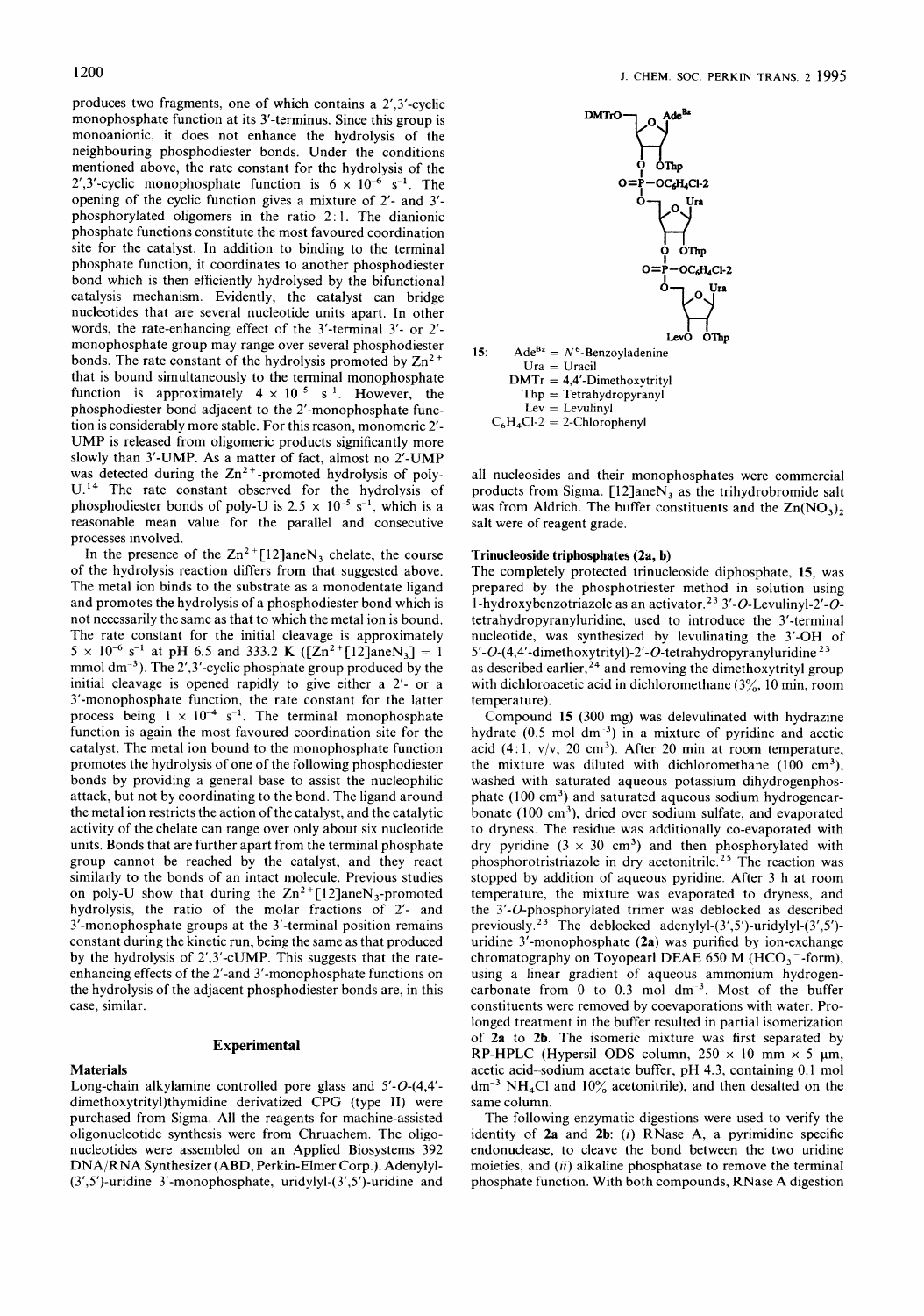produces two fragments, one of which contains a 2′,3′-cyclic monophosphate function at its 3′-terminus. Since this group is monoanionic, it does not enhance the hydrolysis of the neighbouring phosphodiester bonds. Under the conditions mentioned above, the rate constant for the hydrolysis of the 2′,3′-cyclic monophosphate function is $6 \times 10^{-6}$ $s^{-1}$. The opening of the cyclic function gives a mixture of 2′- and 3′-phosphorylated oligomers in the ratio 2:1. The dianionic phosphate functions constitute the most favoured coordination site for the catalyst. In addition to binding to the terminal phosphate function, it coordinates to another phosphodiester bond which is then efficiently hydrolysed by the bifunctional catalysis mechanism. Evidently, the catalyst can bridge nucleotides that are several nucleotide units apart. In other words, the rate-enhancing effect of the 3′-terminal 3′- or 2′-monophosphate group may range over several phosphodiester bonds. The rate constant of the hydrolysis promoted by $Zn^{2+}$ that is bound simultaneously to the terminal monophosphate function is approximately $4 \times 10^{-5}$ $s^{-1}$. However, the phosphodiester bond adjacent to the 2′-monophosphate function is considerably more stable. For this reason, monomeric 2′-UMP is released from oligomeric products significantly more slowly than 3′-UMP. As a matter of fact, almost no 2′-UMP was detected during the $Zn^{2+}$-promoted hydrolysis of poly-U.[14] The rate constant observed for the hydrolysis of phosphodiester bonds of poly-U is $2.5 \times 10^{-5}$ $s^{-1}$, which is a reasonable mean value for the parallel and consecutive processes involved.

In the presence of the $Zn^{2+}$[12]aneN$_3$ chelate, the course of the hydrolysis reaction differs from that suggested above. The metal ion binds to the substrate as a monodentate ligand and promotes the hydrolysis of a phosphodiester bond which is not necessarily the same as that to which the metal ion is bound. The rate constant for the initial cleavage is approximately $5 \times 10^{-6}$ $s^{-1}$ at pH 6.5 and 333.2 K ([$Zn^{2+}$[12]aneN$_3$] = 1 mmol $dm^{-3}$). The 2′,3′-cyclic phosphate group produced by the initial cleavage is opened rapidly to give either a 2′- or a 3′-monophosphate function, the rate constant for the latter process being $1 \times 10^{-4}$ $s^{-1}$. The terminal monophosphate function is again the most favoured coordination site for the catalyst. The metal ion bound to the monophosphate function promotes the hydrolysis of one of the following phosphodiester bonds by providing a general base to assist the nucleophilic attack, but not by coordinating to the bond. The ligand around the metal ion restricts the action of the catalyst, and the catalytic activity of the chelate can range over only about six nucleotide units. Bonds that are further apart from the terminal phosphate group cannot be reached by the catalyst, and they react similarly to the bonds of an intact molecule. Previous studies on poly-U show that during the $Zn^{2+}$[12]aneN$_3$-promoted hydrolysis, the ratio of the molar fractions of 2′- and 3′-monophosphate groups at the 3′-terminal position remains constant during the kinetic run, being the same as that produced by the hydrolysis of 2′,3′-cUMP. This suggests that the rate-enhancing effects of the 2′-and 3′-monophosphate functions on the hydrolysis of the adjacent phosphodiester bonds are, in this case, similar.

## Experimental

### Materials

Long-chain alkylamine controlled pore glass and 5′-O-(4,4′-dimethoxytrityl)thymidine derivatized CPG (type II) were purchased from Sigma. All the reagents for machine-assisted oligonucleotide synthesis were from Chruachem. The oligonucleotides were assembled on an Applied Biosystems 392 DNA/RNA Synthesizer (ABD, Perkin-Elmer Corp.). Adenylyl-(3′,5′)-uridine 3′-monophosphate, uridylyl-(3′,5′)-uridine and all nucleosides and their monophosphates were commercial products from Sigma. [12]aneN$_3$ as the trihydrobromide salt was from Aldrich. The buffer constituents and the $Zn(NO_3)_2$ salt were of reagent grade.

**15**: Ade$^{Bz}$ = $N^6$-Benzoyladenine; Ura = Uracil; DMTr = 4,4′-Dimethoxytrityl; Thp = Tetrahydropyranyl; Lev = Levulinyl; $C_6H_4Cl$-2 = 2-Chlorophenyl

### Trinucleoside triphosphates (2a, b)

The completely protected trinucleoside diphosphate, **15**, was prepared by the phosphotriester method in solution using 1-hydroxybenzotriazole as an activator.[23] 3′-O-Levulinyl-2′-O-tetrahydropyranyluridine, used to introduce the 3′-terminal nucleotide, was synthesized by levulinating the 3′-OH of 5′-O-(4,4′-dimethoxytrityl)-2′-O-tetrahydropyranyluridine[23] as described earlier,[24] and removing the dimethoxytrityl group with dichloroacetic acid in dichloromethane (3%, 10 min, room temperature).

Compound **15** (300 mg) was delevulinated with hydrazine hydrate (0.5 mol $dm^{-3}$) in a mixture of pyridine and acetic acid (4:1, v/v, 20 $cm^3$). After 20 min at room temperature, the mixture was diluted with dichloromethane (100 $cm^3$), washed with saturated aqueous potassium dihydrogenphosphate (100 $cm^3$) and saturated aqueous sodium hydrogencarbonate (100 $cm^3$), dried over sodium sulfate, and evaporated to dryness. The residue was additionally co-evaporated with dry pyridine (3 × 30 $cm^3$) and then phosphorylated with phosphorotristriazole in dry acetonitrile.[25] The reaction was stopped by addition of aqueous pyridine. After 3 h at room temperature, the mixture was evaporated to dryness, and the 3′-O-phosphorylated trimer was deblocked as described previously.[23] The deblocked adenylyl-(3′,5′)-uridylyl-(3′,5′)-uridine 3′-monophosphate (**2a**) was purified by ion-exchange chromatography on Toyopearl DEAE 650 M ($HCO_3^-$-form), using a linear gradient of aqueous ammonium hydrogencarbonate from 0 to 0.3 mol $dm^{-3}$. Most of the buffer constituents were removed by coevaporations with water. Prolonged treatment in the buffer resulted in partial isomerization of **2a** to **2b**. The isomeric mixture was first separated by RP-HPLC (Hypersil ODS column, 250 × 10 mm × 5 μm, acetic acid–sodium acetate buffer, pH 4.3, containing 0.1 mol $dm^{-3}$ $NH_4Cl$ and 10% acetonitrile), and then desalted on the same column.

The following enzymatic digestions were used to verify the identity of **2a** and **2b**: (*i*) RNase A, a pyrimidine specific endonuclease, to cleave the bond between the two uridine moieties, and (*ii*) alkaline phosphatase to remove the terminal phosphate function. With both compounds, RNase A digestion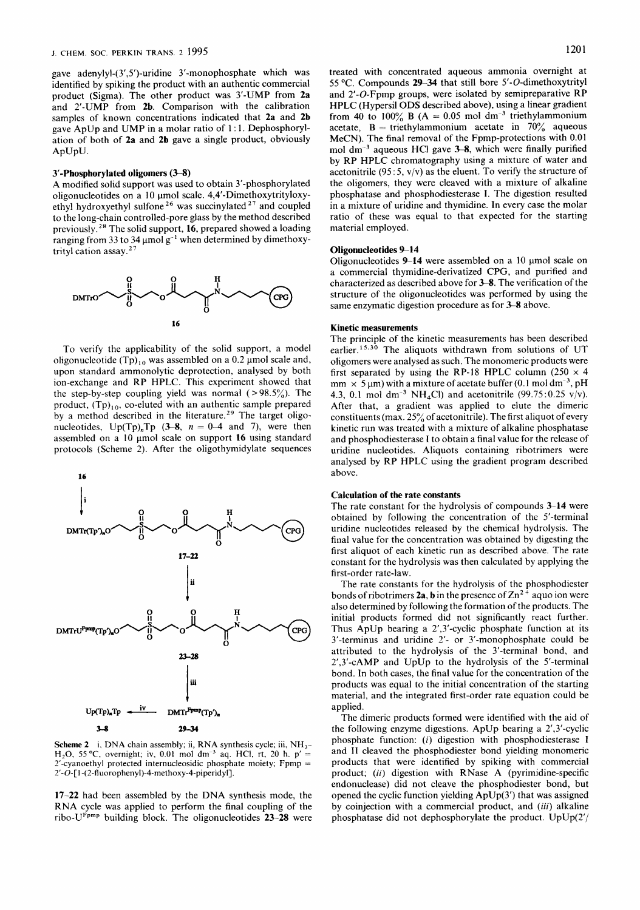gave adenylyl-(3′,5′)-uridine 3′-monophosphate which was identified by spiking the product with an authentic commercial product (Sigma). The other product was 3′-UMP from **2a** and 2′-UMP from **2b**. Comparison with the calibration samples of known concentrations indicated that **2a** and **2b** gave ApUp and UMP in a molar ratio of 1:1. Dephosphorylation of both of **2a** and **2b** gave a single product, obviously ApUpU.

### 3′-Phosphorylated oligomers (3–8)

A modified solid support was used to obtain 3′-phosphorylated oligonucleotides on a 10 μmol scale. 4,4′-Dimethoxytrityloxyethyl hydroxyethyl sulfone[26] was succinylated[27] and coupled to the long-chain controlled-pore glass by the method described previously.[28] The solid support, **16**, prepared showed a loading ranging from 33 to 34 μmol $g^{-1}$ when determined by dimethoxytrityl cation assay.[27]

**16**

To verify the applicability of the solid support, a model oligonucleotide $(Tp)_{10}$ was assembled on a 0.2 μmol scale and, upon standard ammonolytic deprotection, analysed by both ion-exchange and RP HPLC. This experiment showed that the step-by-step coupling yield was normal (> 98.5%). The product, $(Tp)_{10}$, co-eluted with an authentic sample prepared by a method described in the literature.[29] The target oligonucleotides, $Up(Tp)_nTp$ (**3–8**, $n$ = 0–4 and 7), were then assembled on a 10 μmol scale on support **16** using standard protocols (Scheme 2). After the oligothymidylate sequences

**Scheme 2** i, DNA chain assembly; ii, RNA synthesis cycle; iii, $NH_3$–$H_2O$, 55 °C, overnight; iv, 0.01 mol $dm^{-3}$ aq. HCl, rt, 20 h. p′ = 2′-cyanoethyl protected internucleosidic phosphate moiety; Fpmp = 2′-*O*-[1-(2-fluorophenyl)-4-methoxy-4-piperidyl].

**17–22** had been assembled by the DNA synthesis mode, the RNA cycle was applied to perform the final coupling of the ribo-$U^{Fpmp}$ building block. The oligonucleotides **23–28** were treated with concentrated aqueous ammonia overnight at 55 °C. Compounds **29–34** that still bore 5′-*O*-dimethoxytrityl and 2′-*O*-Fpmp groups, were isolated by semipreparative RP HPLC (Hypersil ODS described above), using a linear gradient from 40 to 100% B (A = 0.05 mol $dm^{-3}$ triethylammonium acetate, B = triethylammonium acetate in 70% aqueous MeCN). The final removal of the Fpmp-protections with 0.01 mol $dm^{-3}$ aqueous HCl gave **3–8**, which were finally purified by RP HPLC chromatography using a mixture of water and acetonitrile (95:5, v/v) as the eluent. To verify the structure of the oligomers, they were cleaved with a mixture of alkaline phosphatase and phosphodiesterase I. The digestion resulted in a mixture of uridine and thymidine. In every case the molar ratio of these was equal to that expected for the starting material employed.

### Oligonucleotides 9–14

Oligonucleotides **9–14** were assembled on a 10 μmol scale on a commercial thymidine-derivatized CPG, and purified and characterized as described above for **3–8**. The verification of the structure of the oligonucleotides was performed by using the same enzymatic digestion procedure as for **3–8** above.

### Kinetic measurements

The principle of the kinetic measurements has been described earlier.[15,30] The aliquots withdrawn from solutions of UT oligomers were analysed as such. The monomeric products were first separated by using the RP-18 HPLC column (250 × 4 mm × 5 μm) with a mixture of acetate buffer (0.1 mol $dm^{-3}$, pH 4.3, 0.1 mol $dm^{-3}$ $NH_4Cl$) and acetonitrile (99.75:0.25 v/v). After that, a gradient was applied to elute the dimeric constituents (max. 25% of acetonitrile). The first aliquot of every kinetic run was treated with a mixture of alkaline phosphatase and phosphodiesterase I to obtain a final value for the release of uridine nucleotides. Aliquots containing ribotrimers were analysed by RP HPLC using the gradient program described above.

### Calculation of the rate constants

The rate constant for the hydrolysis of compounds **3–14** were obtained by following the concentration of the 5′-terminal uridine nucleotides released by the chemical hydrolysis. The final value for the concentration was obtained by digesting the first aliquot of each kinetic run as described above. The rate constant for the hydrolysis was then calculated by applying the first-order rate-law.

The rate constants for the hydrolysis of the phosphodiester bonds of ribotrimers **2a, b** in the presence of $Zn^{2+}$ aquo ion were also determined by following the formation of the products. The initial products formed did not significantly react further. Thus ApUp bearing a 2′,3′-cyclic phosphate function at its 3′-terminus and uridine 2′- or 3′-monophosphate could be attributed to the hydrolysis of the 3′-terminal bond, and 2′,3′-cAMP and UpUp to the hydrolysis of the 5′-terminal bond. In both cases, the final value for the concentration of the products was equal to the initial concentration of the starting material, and the integrated first-order rate equation could be applied.

The dimeric products formed were identified with the aid of the following enzyme digestions. ApUp bearing a 2′,3′-cyclic phosphate function: (*i*) digestion with phosphodiesterase I and II cleaved the phosphodiester bond yielding monomeric products that were identified by spiking with commercial product; (*ii*) digestion with RNase A (pyrimidine-specific endonuclease) did not cleave the phosphodiester bond, but opened the cyclic function yielding ApUp(3′) that was assigned by coinjection with a commercial product, and (*iii*) alkaline phosphatase did not dephosphorylate the product. UpUp(2′/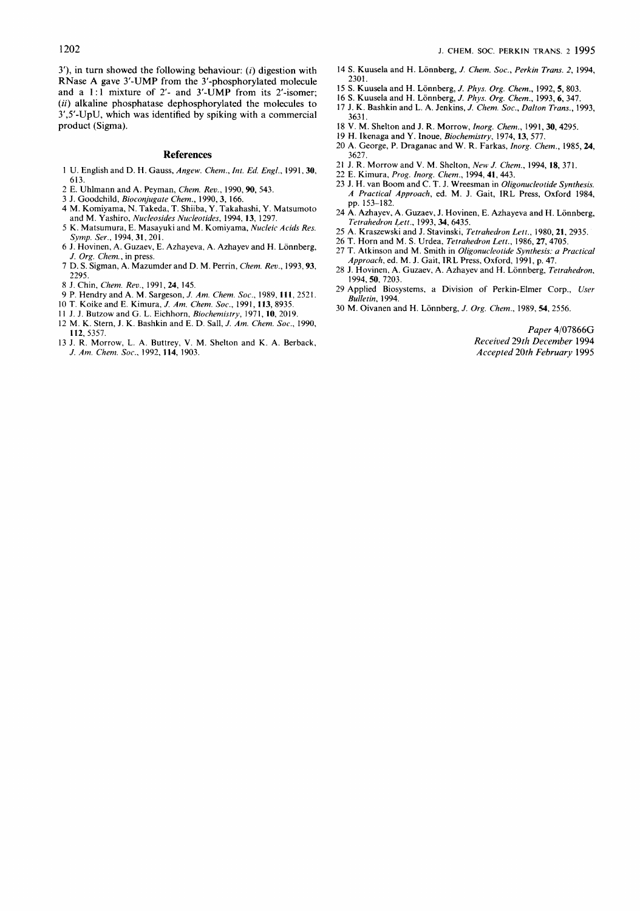3′), in turn showed the following behaviour: (*i*) digestion with RNase A gave 3′-UMP from the 3′-phosphorylated molecule and a 1:1 mixture of 2′- and 3′-UMP from its 2′-isomer; (*ii*) alkaline phosphatase dephosphorylated the molecules to 3′,5′-UpU, which was identified by spiking with a commercial product (Sigma).

## References

1 U. English and D. H. Gauss, *Angew. Chem., Int. Ed. Engl.*, 1991, **30**, 613.
2 E. Uhlmann and A. Peyman, *Chem. Rev.*, 1990, **90**, 543.
3 J. Goodchild, *Bioconjugate Chem.*, 1990, **3**, 166.
4 M. Komiyama, N. Takeda, T. Shiiba, Y. Takahashi, Y. Matsumoto and M. Yashiro, *Nucleosides Nucleotides*, 1994, **13**, 1297.
5 K. Matsumura, E. Masayuki and M. Komiyama, *Nucleic Acids Res. Symp. Ser.*, 1994, **31**, 201.
6 J. Hovinen, A. Guzaev, E. Azhayeva, A. Azhayev and H. Lönnberg, *J. Org. Chem.*, in press.
7 D. S. Sigman, A. Mazumder and D. M. Perrin, *Chem. Rev.*, 1993, **93**, 2295.
8 J. Chin, *Chem. Rev.*, 1991, **24**, 145.
9 P. Hendry and A. M. Sargeson, *J. Am. Chem. Soc.*, 1989, **111**, 2521.
10 T. Koike and E. Kimura, *J. Am. Chem. Soc.*, 1991, **113**, 8935.
11 J. J. Butzow and G. L. Eichhorn, *Biochemistry*, 1971, **10**, 2019.
12 M. K. Stern, J. K. Bashkin and E. D. Sall, *J. Am. Chem. Soc.*, 1990, **112**, 5357.
13 J. R. Morrow, L. A. Buttrey, V. M. Shelton and K. A. Berback, *J. Am. Chem. Soc.*, 1992, **114**, 1903.
14 S. Kuusela and H. Lönnberg, *J. Chem. Soc., Perkin Trans. 2*, 1994, 2301.
15 S. Kuusela and H. Lönnberg, *J. Phys. Org. Chem.*, 1992, **5**, 803.
16 S. Kuusela and H. Lönnberg, *J. Phys. Org. Chem.*, 1993, **6**, 347.
17 J. K. Bashkin and L. A. Jenkins, *J. Chem. Soc., Dalton Trans.*, 1993, 3631.
18 V. M. Shelton and J. R. Morrow, *Inorg. Chem.*, 1991, **30**, 4295.
19 H. Ikenaga and Y. Inoue, *Biochemistry*, 1974, **13**, 577.
20 A. George, P. Draganac and W. R. Farkas, *Inorg. Chem.*, 1985, **24**, 3627.
21 J. R. Morrow and V. M. Shelton, *New J. Chem.*, 1994, **18**, 371.
22 E. Kimura, *Prog. Inorg. Chem.*, 1994, **41**, 443.
23 J. H. van Boom and C. T. J. Wreesman in *Oligonucleotide Synthesis. A Practical Approach*, ed. M. J. Gait, IRL Press, Oxford 1984, pp. 153–182.
24 A. Azhayev, A. Guzaev, J. Hovinen, E. Azhayeva and H. Lönnberg, *Tetrahedron Lett.*, 1993, **34**, 6435.
25 A. Kraszewski and J. Stavinski, *Tetrahedron Lett.*, 1980, **21**, 2935.
26 T. Horn and M. S. Urdea, *Tetrahedron Lett.*, 1986, **27**, 4705.
27 T. Atkinson and M. Smith in *Oligonucleotide Synthesis: a Practical Approach*, ed. M. J. Gait, IRL Press, Oxford, 1991, p. 47.
28 J. Hovinen, A. Guzaev, A. Azhayev and H. Lönnberg, *Tetrahedron*, 1994, **50**, 7203.
29 Applied Biosystems, a Division of Perkin-Elmer Corp., *User Bulletin*, 1994.
30 M. Oivanen and H. Lönnberg, *J. Org. Chem.*, 1989, **54**, 2556.

*Paper* 4/07866G
*Received* 29*th December* 1994
*Accepted* 20*th February* 1995